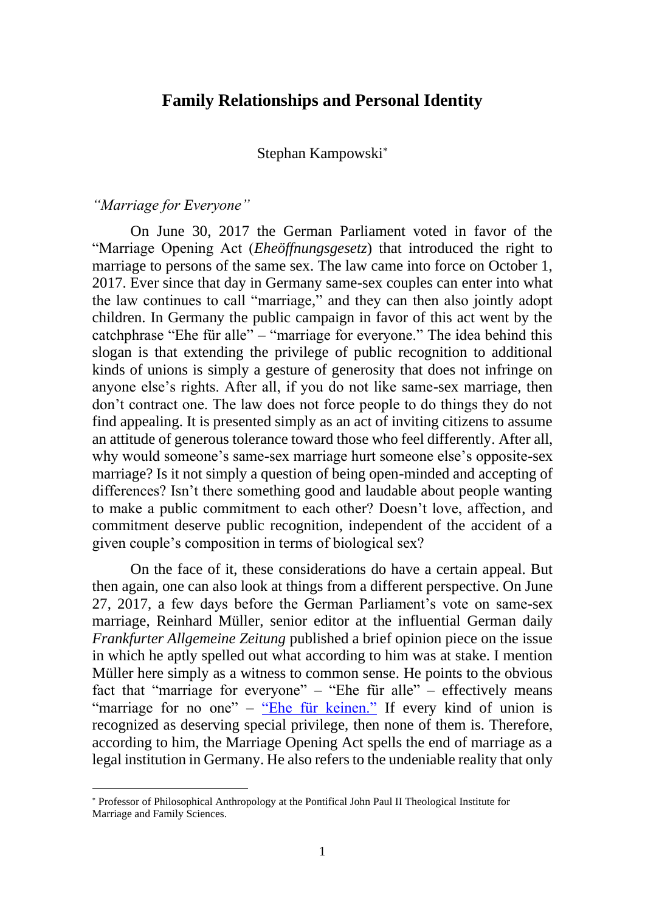# Family Relationships and Personal Identity

Stephan Kampowski[*]

### *"Marriage for Everyone"*

On June 30, 2017 the German Parliament voted in favor of the "Marriage Opening Act (*Eheöffnungsgesetz*) that introduced the right to marriage to persons of the same sex. The law came into force on October 1, 2017. Ever since that day in Germany same-sex couples can enter into what the law continues to call "marriage," and they can then also jointly adopt children. In Germany the public campaign in favor of this act went by the catchphrase "Ehe für alle" – "marriage for everyone." The idea behind this slogan is that extending the privilege of public recognition to additional kinds of unions is simply a gesture of generosity that does not infringe on anyone else's rights. After all, if you do not like same-sex marriage, then don't contract one. The law does not force people to do things they do not find appealing. It is presented simply as an act of inviting citizens to assume an attitude of generous tolerance toward those who feel differently. After all, why would someone's same-sex marriage hurt someone else's opposite-sex marriage? Is it not simply a question of being open-minded and accepting of differences? Isn't there something good and laudable about people wanting to make a public commitment to each other? Doesn't love, affection, and commitment deserve public recognition, independent of the accident of a given couple's composition in terms of biological sex?

On the face of it, these considerations do have a certain appeal. But then again, one can also look at things from a different perspective. On June 27, 2017, a few days before the German Parliament's vote on same-sex marriage, Reinhard Müller, senior editor at the influential German daily *Frankfurter Allgemeine Zeitung* published a brief opinion piece on the issue in which he aptly spelled out what according to him was at stake. I mention Müller here simply as a witness to common sense. He points to the obvious fact that "marriage for everyone" – "Ehe für alle" – effectively means "marriage for no one" – "Ehe für keinen." If every kind of union is recognized as deserving special privilege, then none of them is. Therefore, according to him, the Marriage Opening Act spells the end of marriage as a legal institution in Germany. He also refers to the undeniable reality that only

[*] Professor of Philosophical Anthropology at the Pontifical John Paul II Theological Institute for Marriage and Family Sciences.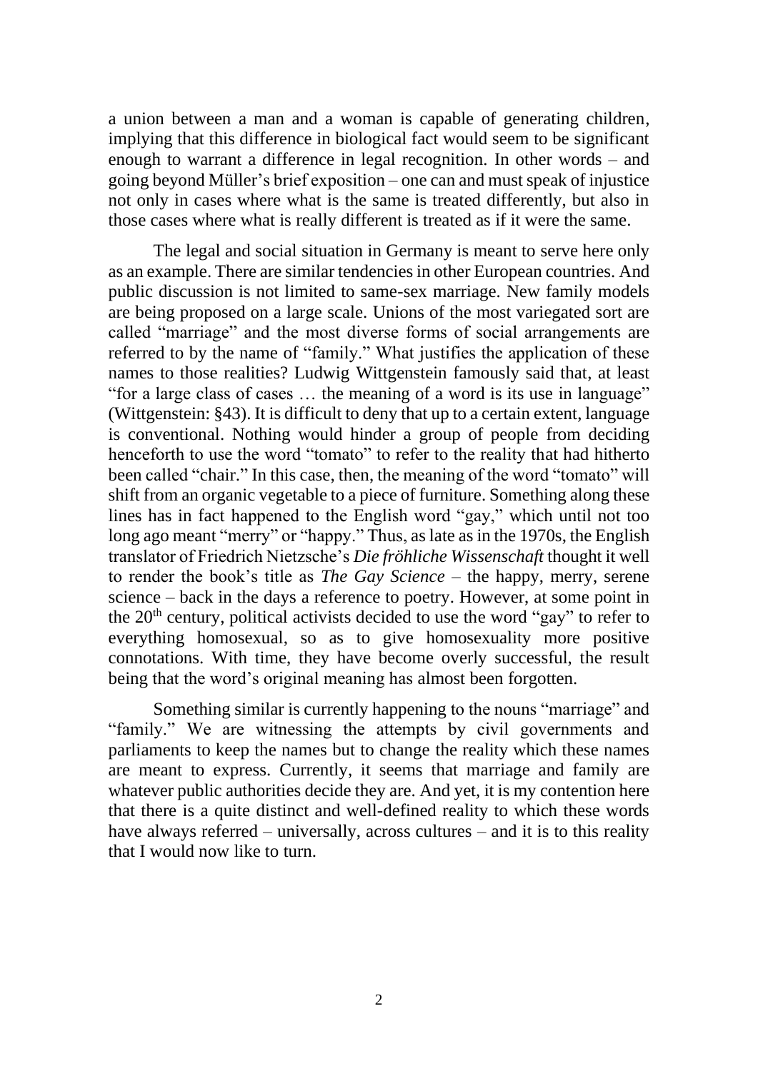a union between a man and a woman is capable of generating children, implying that this difference in biological fact would seem to be significant enough to warrant a difference in legal recognition. In other words – and going beyond Müller's brief exposition – one can and must speak of injustice not only in cases where what is the same is treated differently, but also in those cases where what is really different is treated as if it were the same.

The legal and social situation in Germany is meant to serve here only as an example. There are similar tendencies in other European countries. And public discussion is not limited to same-sex marriage. New family models are being proposed on a large scale. Unions of the most variegated sort are called "marriage" and the most diverse forms of social arrangements are referred to by the name of "family." What justifies the application of these names to those realities? Ludwig Wittgenstein famously said that, at least "for a large class of cases … the meaning of a word is its use in language" (Wittgenstein: §43). It is difficult to deny that up to a certain extent, language is conventional. Nothing would hinder a group of people from deciding henceforth to use the word "tomato" to refer to the reality that had hitherto been called "chair." In this case, then, the meaning of the word "tomato" will shift from an organic vegetable to a piece of furniture. Something along these lines has in fact happened to the English word "gay," which until not too long ago meant "merry" or "happy." Thus, as late as in the 1970s, the English translator of Friedrich Nietzsche's *Die fröhliche Wissenschaft* thought it well to render the book's title as *The Gay Science* – the happy, merry, serene science – back in the days a reference to poetry. However, at some point in the 20th century, political activists decided to use the word "gay" to refer to everything homosexual, so as to give homosexuality more positive connotations. With time, they have become overly successful, the result being that the word's original meaning has almost been forgotten.

Something similar is currently happening to the nouns "marriage" and "family." We are witnessing the attempts by civil governments and parliaments to keep the names but to change the reality which these names are meant to express. Currently, it seems that marriage and family are whatever public authorities decide they are. And yet, it is my contention here that there is a quite distinct and well-defined reality to which these words have always referred – universally, across cultures – and it is to this reality that I would now like to turn.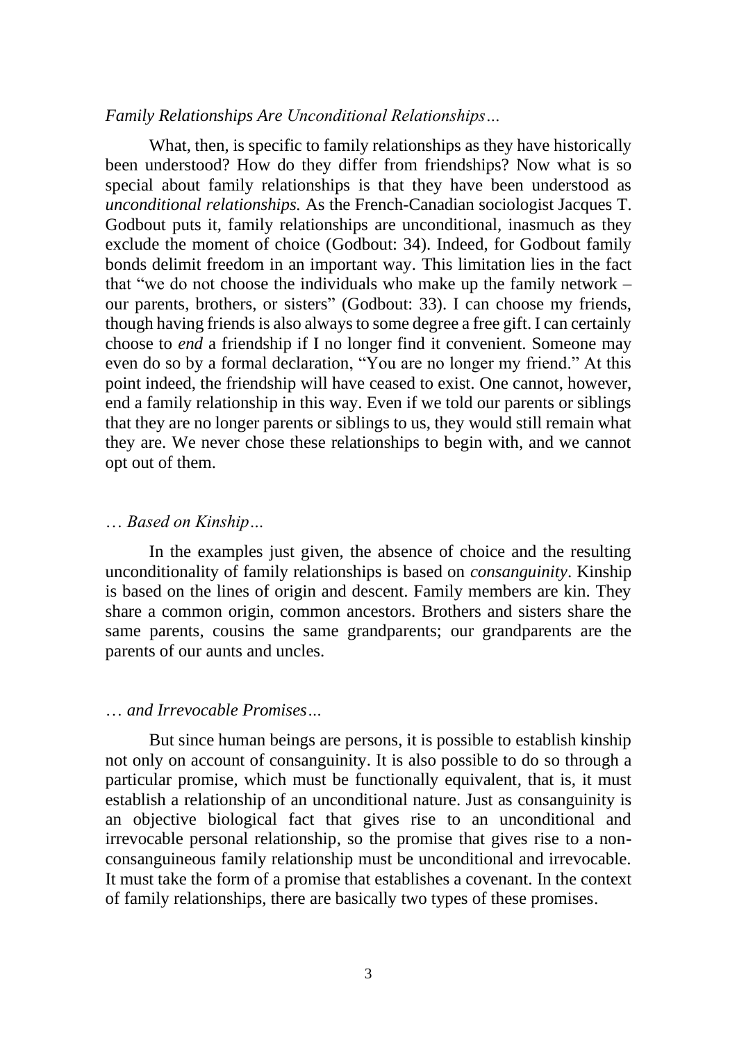### *Family Relationships Are Unconditional Relationships…*

What, then, is specific to family relationships as they have historically been understood? How do they differ from friendships? Now what is so special about family relationships is that they have been understood as *unconditional relationships.* As the French-Canadian sociologist Jacques T. Godbout puts it, family relationships are unconditional, inasmuch as they exclude the moment of choice (Godbout: 34). Indeed, for Godbout family bonds delimit freedom in an important way. This limitation lies in the fact that "we do not choose the individuals who make up the family network – our parents, brothers, or sisters" (Godbout: 33). I can choose my friends, though having friends is also always to some degree a free gift. I can certainly choose to *end* a friendship if I no longer find it convenient. Someone may even do so by a formal declaration, "You are no longer my friend." At this point indeed, the friendship will have ceased to exist. One cannot, however, end a family relationship in this way. Even if we told our parents or siblings that they are no longer parents or siblings to us, they would still remain what they are. We never chose these relationships to begin with, and we cannot opt out of them.

### *… Based on Kinship…*

In the examples just given, the absence of choice and the resulting unconditionality of family relationships is based on *consanguinity*. Kinship is based on the lines of origin and descent. Family members are kin. They share a common origin, common ancestors. Brothers and sisters share the same parents, cousins the same grandparents; our grandparents are the parents of our aunts and uncles.

### *… and Irrevocable Promises…*

But since human beings are persons, it is possible to establish kinship not only on account of consanguinity. It is also possible to do so through a particular promise, which must be functionally equivalent, that is, it must establish a relationship of an unconditional nature. Just as consanguinity is an objective biological fact that gives rise to an unconditional and irrevocable personal relationship, so the promise that gives rise to a non-consanguineous family relationship must be unconditional and irrevocable. It must take the form of a promise that establishes a covenant. In the context of family relationships, there are basically two types of these promises.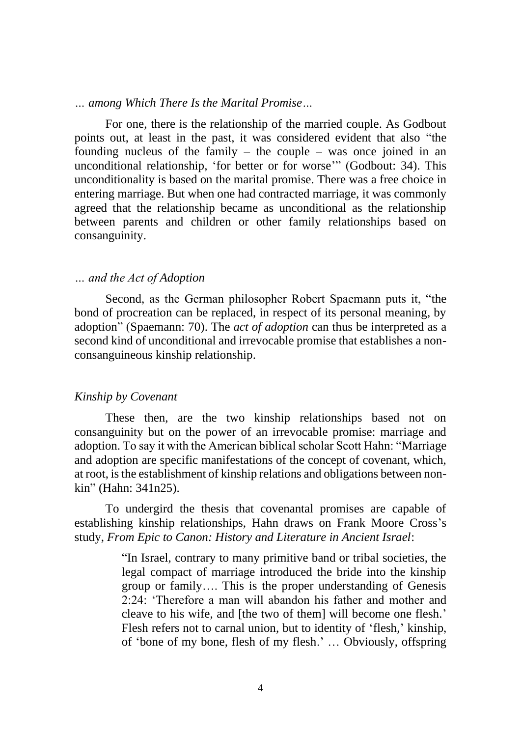### *… among Which There Is the Marital Promise…*

For one, there is the relationship of the married couple. As Godbout points out, at least in the past, it was considered evident that also "the founding nucleus of the family – the couple – was once joined in an unconditional relationship, 'for better or for worse'" (Godbout: 34). This unconditionality is based on the marital promise. There was a free choice in entering marriage. But when one had contracted marriage, it was commonly agreed that the relationship became as unconditional as the relationship between parents and children or other family relationships based on consanguinity.

### *… and the Act of Adoption*

Second, as the German philosopher Robert Spaemann puts it, "the bond of procreation can be replaced, in respect of its personal meaning, by adoption" (Spaemann: 70). The *act of adoption* can thus be interpreted as a second kind of unconditional and irrevocable promise that establishes a non-consanguineous kinship relationship.

### *Kinship by Covenant*

These then, are the two kinship relationships based not on consanguinity but on the power of an irrevocable promise: marriage and adoption. To say it with the American biblical scholar Scott Hahn: "Marriage and adoption are specific manifestations of the concept of covenant, which, at root, is the establishment of kinship relations and obligations between non-kin" (Hahn: 341n25).

To undergird the thesis that covenantal promises are capable of establishing kinship relationships, Hahn draws on Frank Moore Cross's study, *From Epic to Canon: History and Literature in Ancient Israel*:

> "In Israel, contrary to many primitive band or tribal societies, the legal compact of marriage introduced the bride into the kinship group or family…. This is the proper understanding of Genesis 2:24: 'Therefore a man will abandon his father and mother and cleave to his wife, and [the two of them] will become one flesh.' Flesh refers not to carnal union, but to identity of 'flesh,' kinship, of 'bone of my bone, flesh of my flesh.' … Obviously, offspring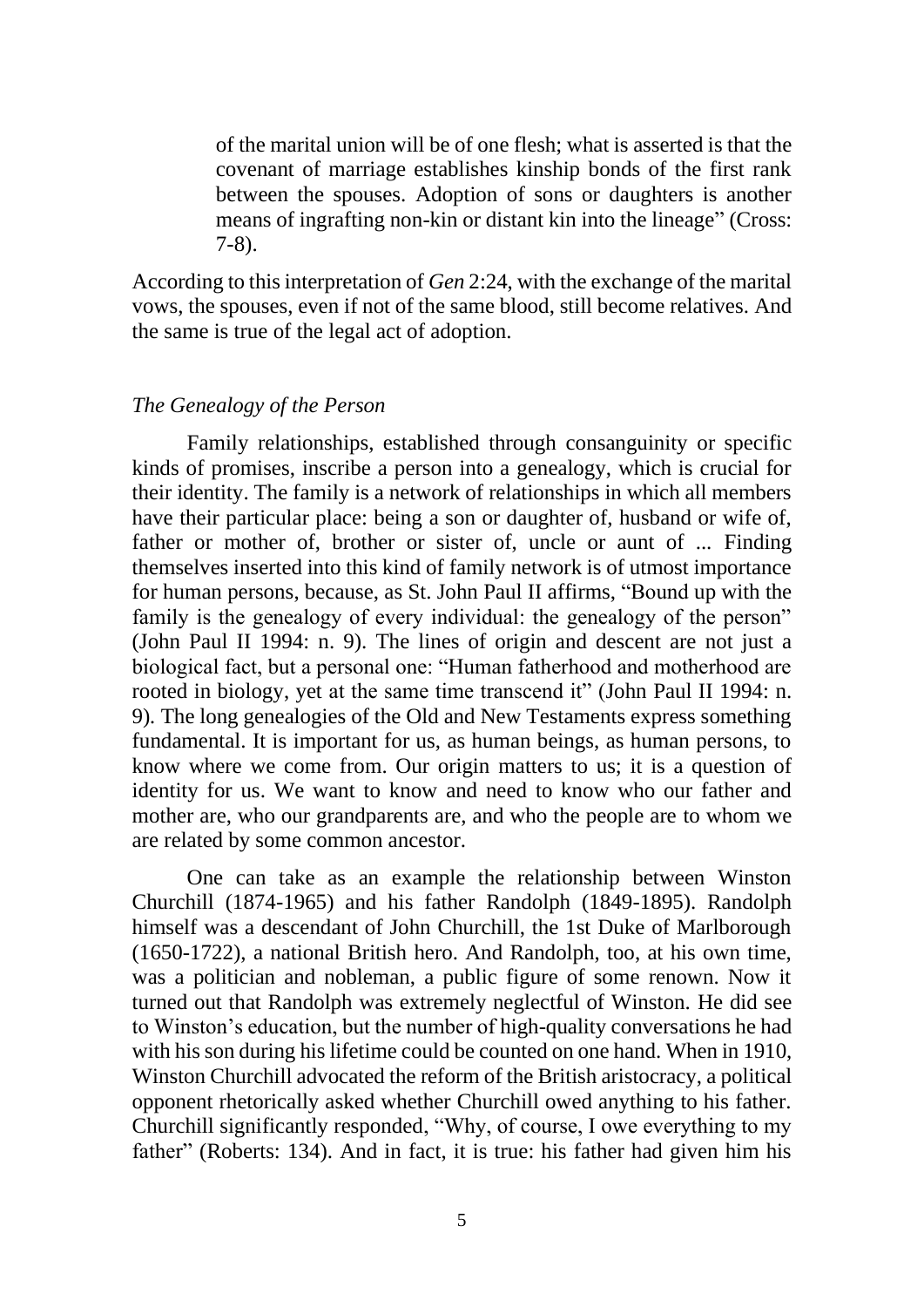> of the marital union will be of one flesh; what is asserted is that the covenant of marriage establishes kinship bonds of the first rank between the spouses. Adoption of sons or daughters is another means of ingrafting non-kin or distant kin into the lineage" (Cross: 7-8).

According to this interpretation of *Gen* 2:24, with the exchange of the marital vows, the spouses, even if not of the same blood, still become relatives. And the same is true of the legal act of adoption.

### *The Genealogy of the Person*

Family relationships, established through consanguinity or specific kinds of promises, inscribe a person into a genealogy, which is crucial for their identity. The family is a network of relationships in which all members have their particular place: being a son or daughter of, husband or wife of, father or mother of, brother or sister of, uncle or aunt of ... Finding themselves inserted into this kind of family network is of utmost importance for human persons, because, as St. John Paul II affirms, "Bound up with the family is the genealogy of every individual: the genealogy of the person" (John Paul II 1994: n. 9). The lines of origin and descent are not just a biological fact, but a personal one: "Human fatherhood and motherhood are rooted in biology, yet at the same time transcend it" (John Paul II 1994: n. 9). The long genealogies of the Old and New Testaments express something fundamental. It is important for us, as human beings, as human persons, to know where we come from. Our origin matters to us; it is a question of identity for us. We want to know and need to know who our father and mother are, who our grandparents are, and who the people are to whom we are related by some common ancestor.

One can take as an example the relationship between Winston Churchill (1874-1965) and his father Randolph (1849-1895). Randolph himself was a descendant of John Churchill, the 1st Duke of Marlborough (1650-1722), a national British hero. And Randolph, too, at his own time, was a politician and nobleman, a public figure of some renown. Now it turned out that Randolph was extremely neglectful of Winston. He did see to Winston's education, but the number of high-quality conversations he had with his son during his lifetime could be counted on one hand. When in 1910, Winston Churchill advocated the reform of the British aristocracy, a political opponent rhetorically asked whether Churchill owed anything to his father. Churchill significantly responded, "Why, of course, I owe everything to my father" (Roberts: 134). And in fact, it is true: his father had given him his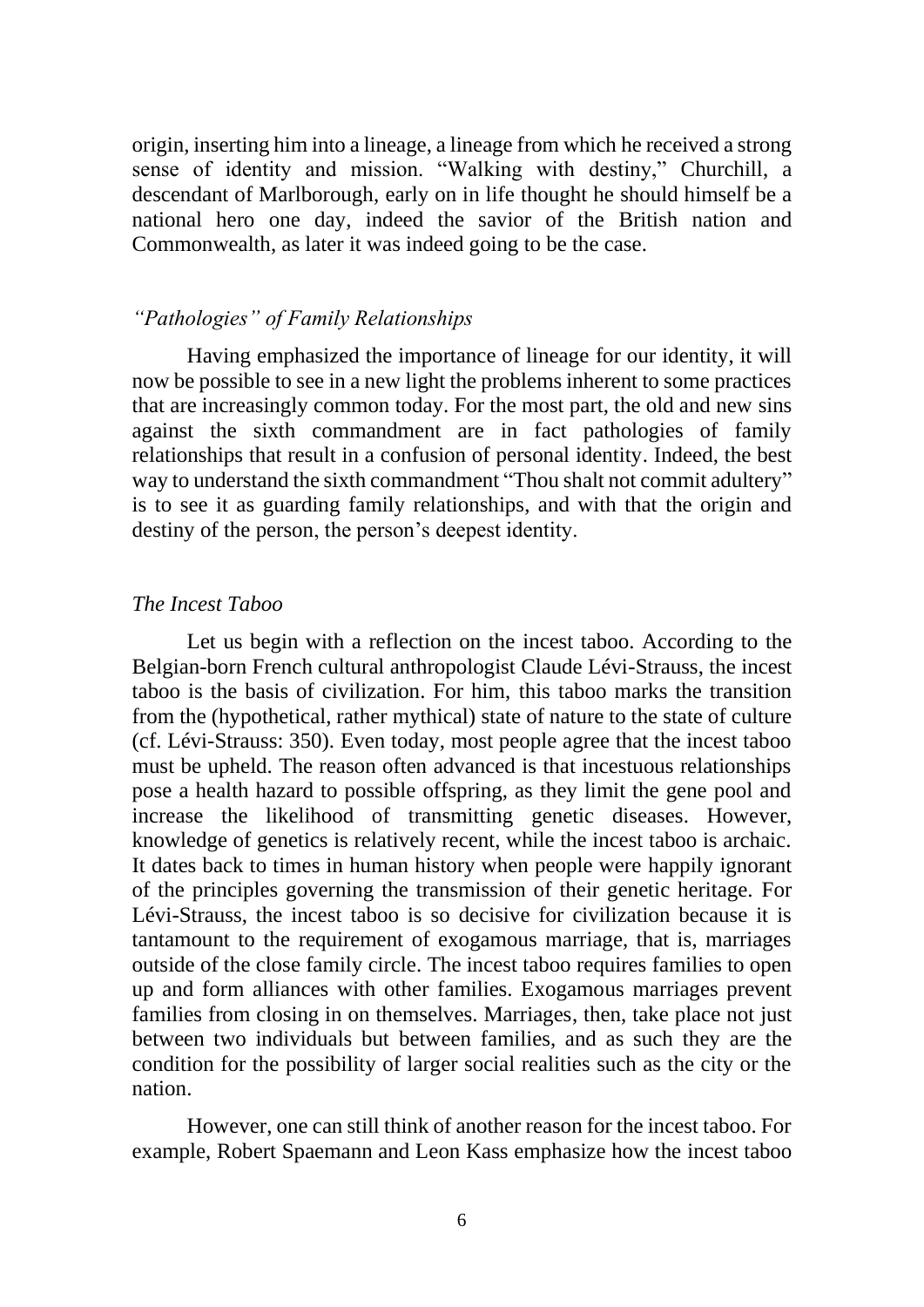origin, inserting him into a lineage, a lineage from which he received a strong sense of identity and mission. "Walking with destiny," Churchill, a descendant of Marlborough, early on in life thought he should himself be a national hero one day, indeed the savior of the British nation and Commonwealth, as later it was indeed going to be the case.

### *"Pathologies" of Family Relationships*

Having emphasized the importance of lineage for our identity, it will now be possible to see in a new light the problems inherent to some practices that are increasingly common today. For the most part, the old and new sins against the sixth commandment are in fact pathologies of family relationships that result in a confusion of personal identity. Indeed, the best way to understand the sixth commandment "Thou shalt not commit adultery" is to see it as guarding family relationships, and with that the origin and destiny of the person, the person's deepest identity.

### *The Incest Taboo*

Let us begin with a reflection on the incest taboo. According to the Belgian-born French cultural anthropologist Claude Lévi-Strauss, the incest taboo is the basis of civilization. For him, this taboo marks the transition from the (hypothetical, rather mythical) state of nature to the state of culture (cf. Lévi-Strauss: 350). Even today, most people agree that the incest taboo must be upheld. The reason often advanced is that incestuous relationships pose a health hazard to possible offspring, as they limit the gene pool and increase the likelihood of transmitting genetic diseases. However, knowledge of genetics is relatively recent, while the incest taboo is archaic. It dates back to times in human history when people were happily ignorant of the principles governing the transmission of their genetic heritage. For Lévi-Strauss, the incest taboo is so decisive for civilization because it is tantamount to the requirement of exogamous marriage, that is, marriages outside of the close family circle. The incest taboo requires families to open up and form alliances with other families. Exogamous marriages prevent families from closing in on themselves. Marriages, then, take place not just between two individuals but between families, and as such they are the condition for the possibility of larger social realities such as the city or the nation.

However, one can still think of another reason for the incest taboo. For example, Robert Spaemann and Leon Kass emphasize how the incest taboo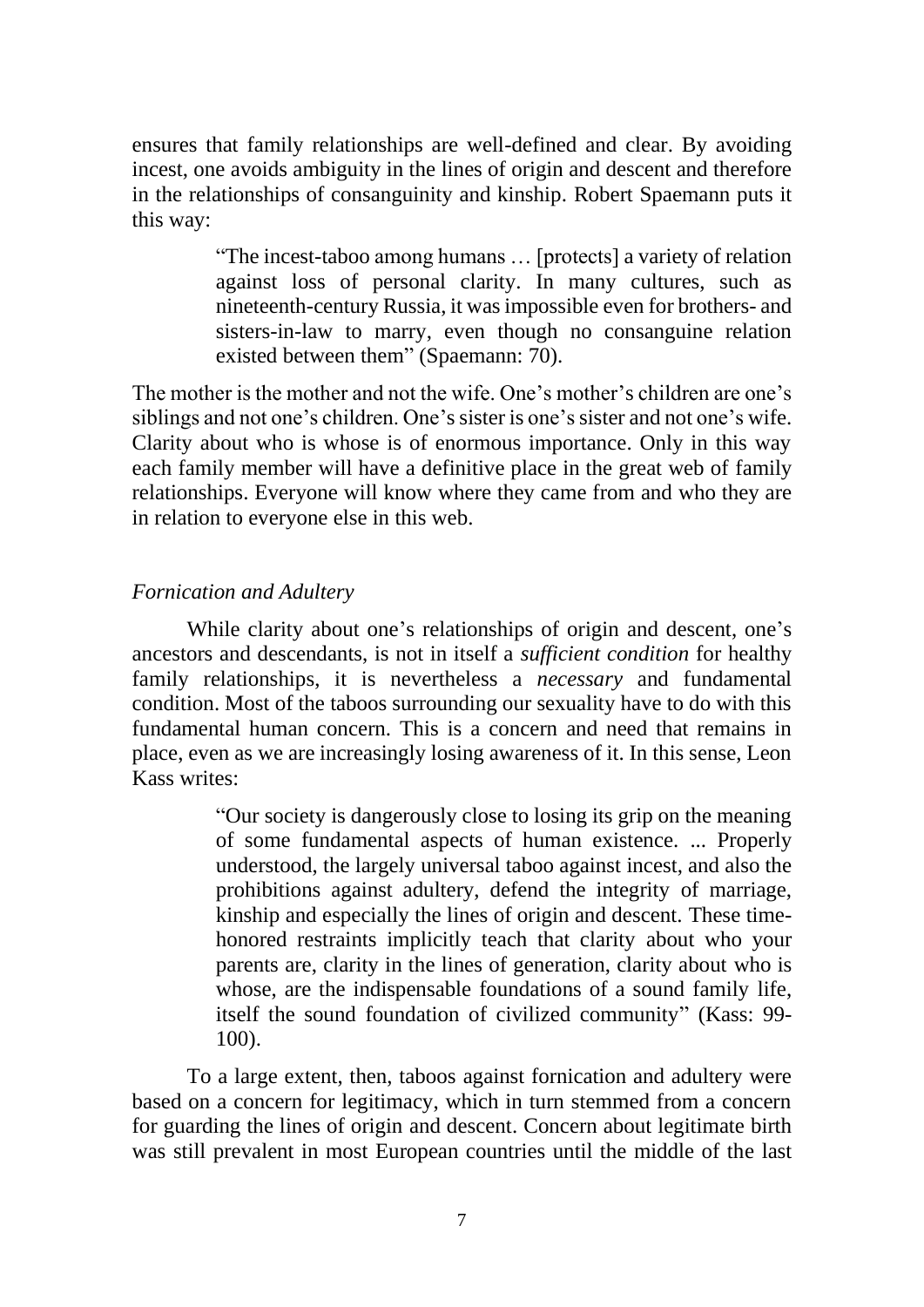ensures that family relationships are well-defined and clear. By avoiding incest, one avoids ambiguity in the lines of origin and descent and therefore in the relationships of consanguinity and kinship. Robert Spaemann puts it this way:

> "The incest-taboo among humans … [protects] a variety of relation against loss of personal clarity. In many cultures, such as nineteenth-century Russia, it was impossible even for brothers- and sisters-in-law to marry, even though no consanguine relation existed between them" (Spaemann: 70).

The mother is the mother and not the wife. One's mother's children are one's siblings and not one's children. One's sister is one's sister and not one's wife. Clarity about who is whose is of enormous importance. Only in this way each family member will have a definitive place in the great web of family relationships. Everyone will know where they came from and who they are in relation to everyone else in this web.

*Fornication and Adultery*

While clarity about one's relationships of origin and descent, one's ancestors and descendants, is not in itself a *sufficient condition* for healthy family relationships, it is nevertheless a *necessary* and fundamental condition. Most of the taboos surrounding our sexuality have to do with this fundamental human concern. This is a concern and need that remains in place, even as we are increasingly losing awareness of it. In this sense, Leon Kass writes:

> "Our society is dangerously close to losing its grip on the meaning of some fundamental aspects of human existence. ... Properly understood, the largely universal taboo against incest, and also the prohibitions against adultery, defend the integrity of marriage, kinship and especially the lines of origin and descent. These time-honored restraints implicitly teach that clarity about who your parents are, clarity in the lines of generation, clarity about who is whose, are the indispensable foundations of a sound family life, itself the sound foundation of civilized community" (Kass: 99-100).

To a large extent, then, taboos against fornication and adultery were based on a concern for legitimacy, which in turn stemmed from a concern for guarding the lines of origin and descent. Concern about legitimate birth was still prevalent in most European countries until the middle of the last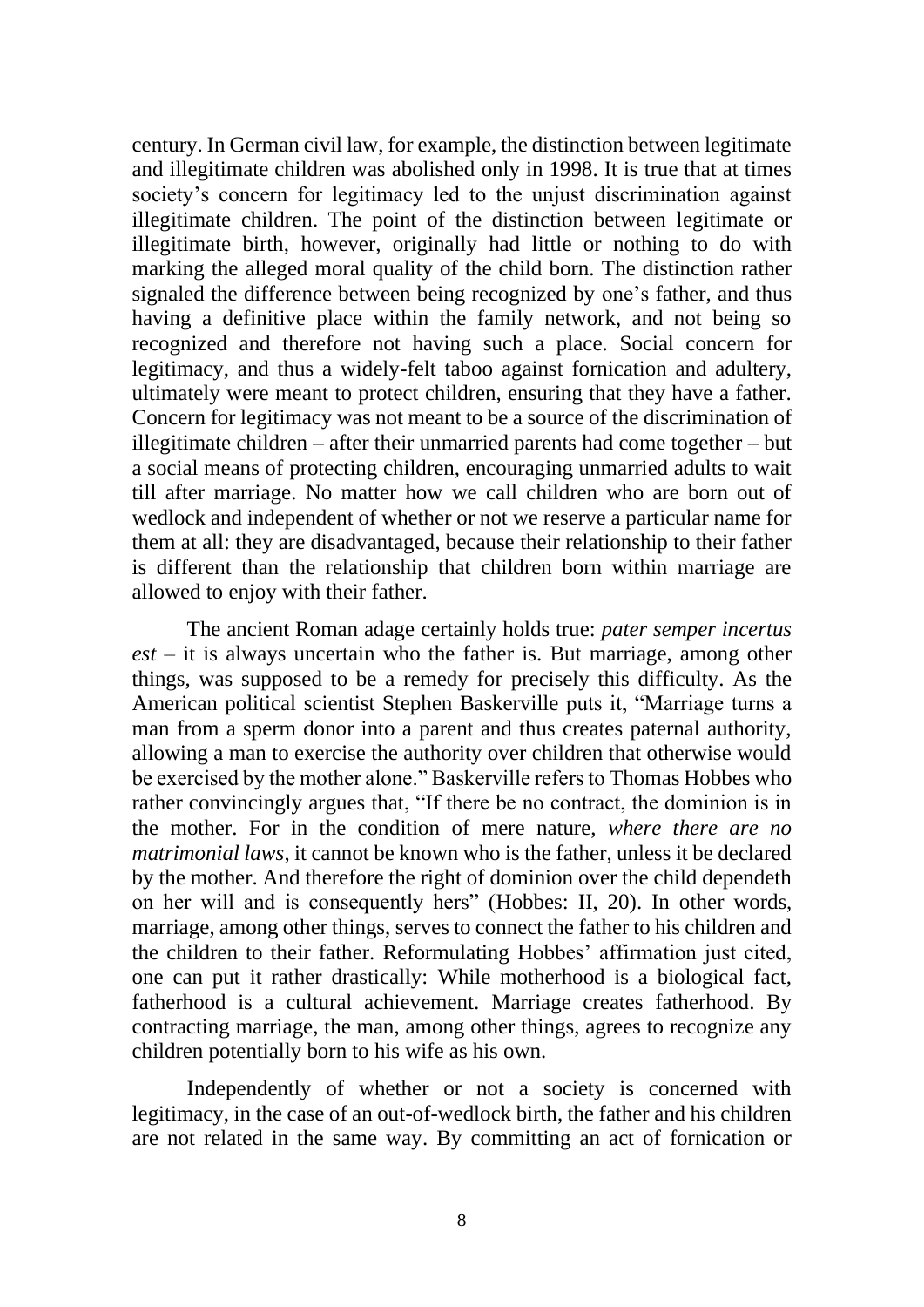century. In German civil law, for example, the distinction between legitimate and illegitimate children was abolished only in 1998. It is true that at times society's concern for legitimacy led to the unjust discrimination against illegitimate children. The point of the distinction between legitimate or illegitimate birth, however, originally had little or nothing to do with marking the alleged moral quality of the child born. The distinction rather signaled the difference between being recognized by one's father, and thus having a definitive place within the family network, and not being so recognized and therefore not having such a place. Social concern for legitimacy, and thus a widely-felt taboo against fornication and adultery, ultimately were meant to protect children, ensuring that they have a father. Concern for legitimacy was not meant to be a source of the discrimination of illegitimate children – after their unmarried parents had come together – but a social means of protecting children, encouraging unmarried adults to wait till after marriage. No matter how we call children who are born out of wedlock and independent of whether or not we reserve a particular name for them at all: they are disadvantaged, because their relationship to their father is different than the relationship that children born within marriage are allowed to enjoy with their father.

The ancient Roman adage certainly holds true: *pater semper incertus est* – it is always uncertain who the father is. But marriage, among other things, was supposed to be a remedy for precisely this difficulty. As the American political scientist Stephen Baskerville puts it, "Marriage turns a man from a sperm donor into a parent and thus creates paternal authority, allowing a man to exercise the authority over children that otherwise would be exercised by the mother alone." Baskerville refers to Thomas Hobbes who rather convincingly argues that, "If there be no contract, the dominion is in the mother. For in the condition of mere nature, *where there are no matrimonial laws*, it cannot be known who is the father, unless it be declared by the mother. And therefore the right of dominion over the child dependeth on her will and is consequently hers" (Hobbes: II, 20). In other words, marriage, among other things, serves to connect the father to his children and the children to their father. Reformulating Hobbes' affirmation just cited, one can put it rather drastically: While motherhood is a biological fact, fatherhood is a cultural achievement. Marriage creates fatherhood. By contracting marriage, the man, among other things, agrees to recognize any children potentially born to his wife as his own.

Independently of whether or not a society is concerned with legitimacy, in the case of an out-of-wedlock birth, the father and his children are not related in the same way. By committing an act of fornication or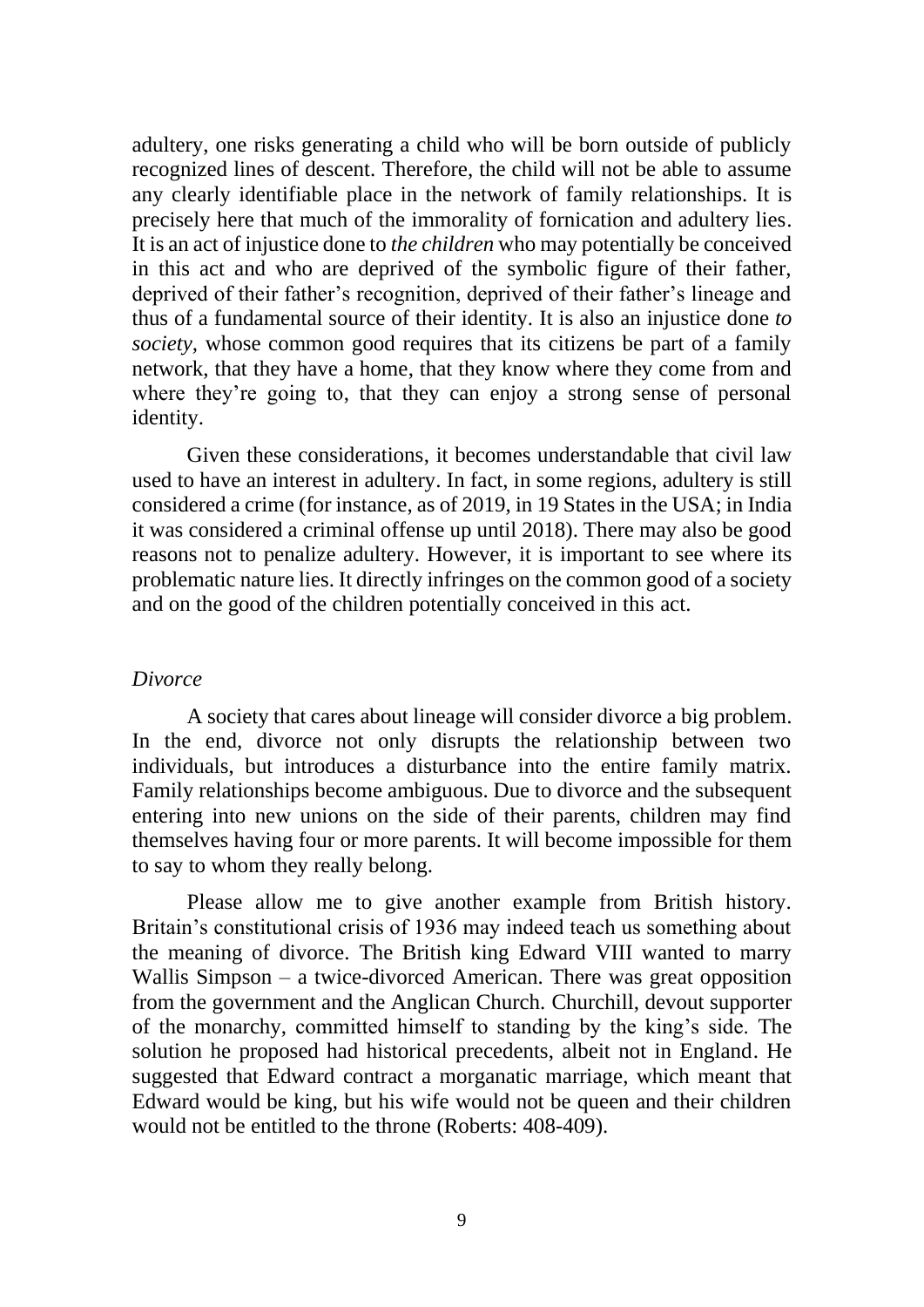adultery, one risks generating a child who will be born outside of publicly recognized lines of descent. Therefore, the child will not be able to assume any clearly identifiable place in the network of family relationships. It is precisely here that much of the immorality of fornication and adultery lies. It is an act of injustice done to *the children* who may potentially be conceived in this act and who are deprived of the symbolic figure of their father, deprived of their father's recognition, deprived of their father's lineage and thus of a fundamental source of their identity. It is also an injustice done *to society*, whose common good requires that its citizens be part of a family network, that they have a home, that they know where they come from and where they're going to, that they can enjoy a strong sense of personal identity.

Given these considerations, it becomes understandable that civil law used to have an interest in adultery. In fact, in some regions, adultery is still considered a crime (for instance, as of 2019, in 19 States in the USA; in India it was considered a criminal offense up until 2018). There may also be good reasons not to penalize adultery. However, it is important to see where its problematic nature lies. It directly infringes on the common good of a society and on the good of the children potentially conceived in this act.

*Divorce*

A society that cares about lineage will consider divorce a big problem. In the end, divorce not only disrupts the relationship between two individuals, but introduces a disturbance into the entire family matrix. Family relationships become ambiguous. Due to divorce and the subsequent entering into new unions on the side of their parents, children may find themselves having four or more parents. It will become impossible for them to say to whom they really belong.

Please allow me to give another example from British history. Britain's constitutional crisis of 1936 may indeed teach us something about the meaning of divorce. The British king Edward VIII wanted to marry Wallis Simpson – a twice-divorced American. There was great opposition from the government and the Anglican Church. Churchill, devout supporter of the monarchy, committed himself to standing by the king's side. The solution he proposed had historical precedents, albeit not in England. He suggested that Edward contract a morganatic marriage, which meant that Edward would be king, but his wife would not be queen and their children would not be entitled to the throne (Roberts: 408-409).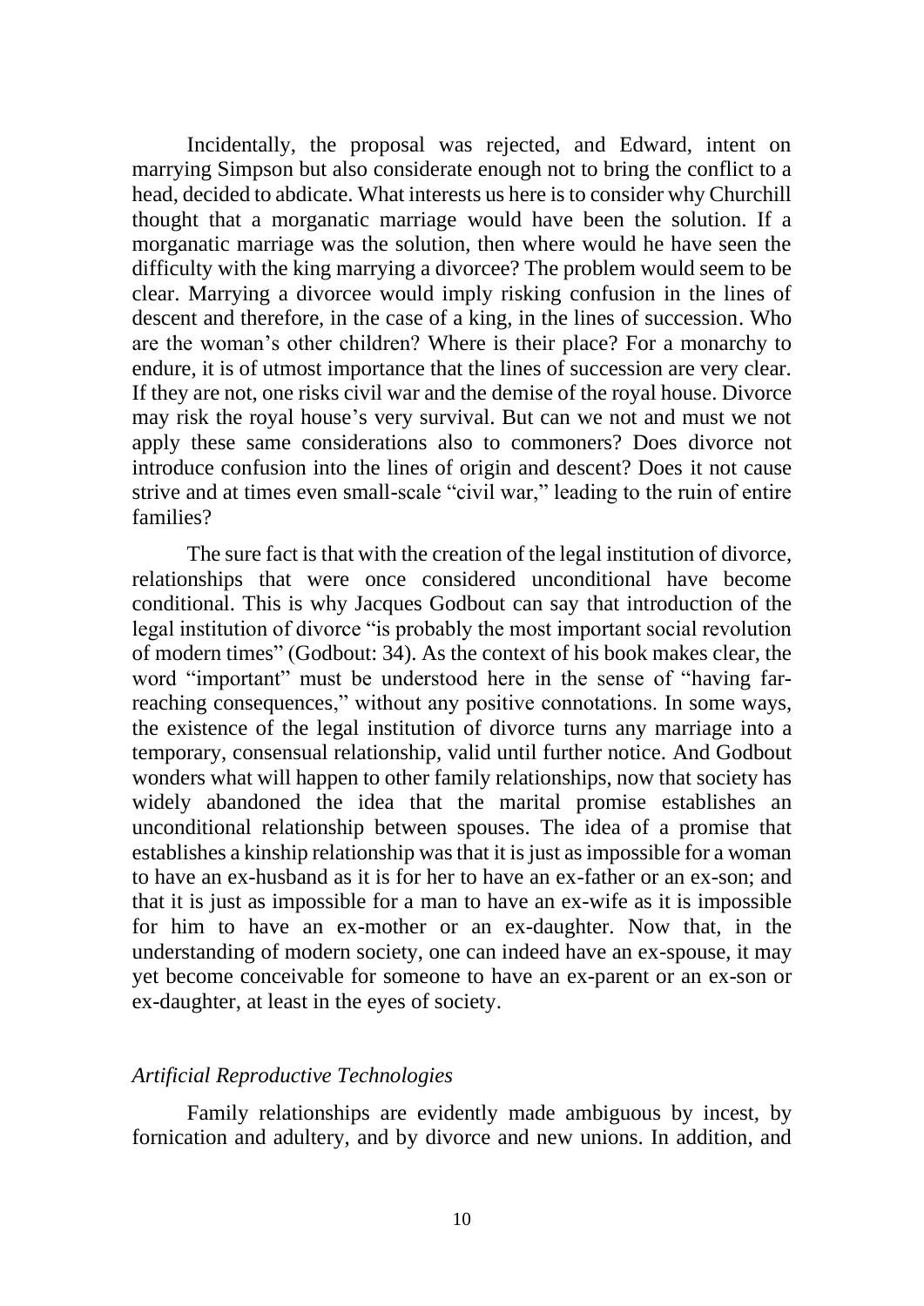Incidentally, the proposal was rejected, and Edward, intent on marrying Simpson but also considerate enough not to bring the conflict to a head, decided to abdicate. What interests us here is to consider why Churchill thought that a morganatic marriage would have been the solution. If a morganatic marriage was the solution, then where would he have seen the difficulty with the king marrying a divorcee? The problem would seem to be clear. Marrying a divorcee would imply risking confusion in the lines of descent and therefore, in the case of a king, in the lines of succession. Who are the woman's other children? Where is their place? For a monarchy to endure, it is of utmost importance that the lines of succession are very clear. If they are not, one risks civil war and the demise of the royal house. Divorce may risk the royal house's very survival. But can we not and must we not apply these same considerations also to commoners? Does divorce not introduce confusion into the lines of origin and descent? Does it not cause strive and at times even small-scale "civil war," leading to the ruin of entire families?

The sure fact is that with the creation of the legal institution of divorce, relationships that were once considered unconditional have become conditional. This is why Jacques Godbout can say that introduction of the legal institution of divorce "is probably the most important social revolution of modern times" (Godbout: 34). As the context of his book makes clear, the word "important" must be understood here in the sense of "having far-reaching consequences," without any positive connotations. In some ways, the existence of the legal institution of divorce turns any marriage into a temporary, consensual relationship, valid until further notice. And Godbout wonders what will happen to other family relationships, now that society has widely abandoned the idea that the marital promise establishes an unconditional relationship between spouses. The idea of a promise that establishes a kinship relationship was that it is just as impossible for a woman to have an ex-husband as it is for her to have an ex-father or an ex-son; and that it is just as impossible for a man to have an ex-wife as it is impossible for him to have an ex-mother or an ex-daughter. Now that, in the understanding of modern society, one can indeed have an ex-spouse, it may yet become conceivable for someone to have an ex-parent or an ex-son or ex-daughter, at least in the eyes of society.

### *Artificial Reproductive Technologies*

Family relationships are evidently made ambiguous by incest, by fornication and adultery, and by divorce and new unions. In addition, and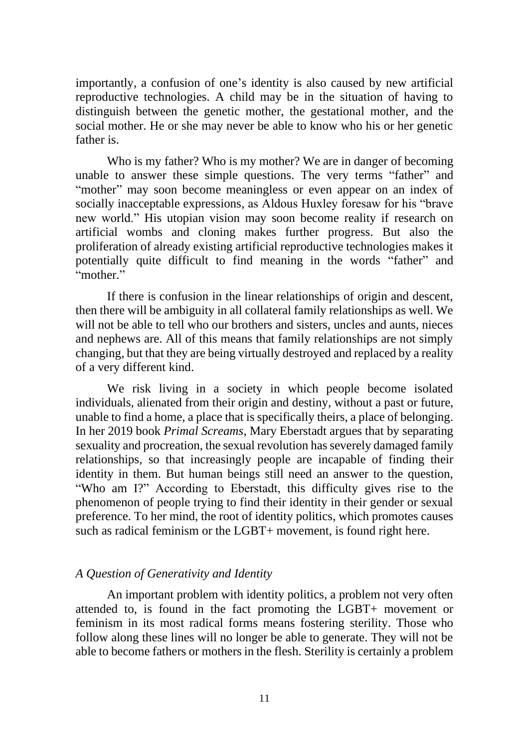importantly, a confusion of one's identity is also caused by new artificial reproductive technologies. A child may be in the situation of having to distinguish between the genetic mother, the gestational mother, and the social mother. He or she may never be able to know who his or her genetic father is.

Who is my father? Who is my mother? We are in danger of becoming unable to answer these simple questions. The very terms "father" and "mother" may soon become meaningless or even appear on an index of socially inacceptable expressions, as Aldous Huxley foresaw for his "brave new world." His utopian vision may soon become reality if research on artificial wombs and cloning makes further progress. But also the proliferation of already existing artificial reproductive technologies makes it potentially quite difficult to find meaning in the words "father" and "mother."

If there is confusion in the linear relationships of origin and descent, then there will be ambiguity in all collateral family relationships as well. We will not be able to tell who our brothers and sisters, uncles and aunts, nieces and nephews are. All of this means that family relationships are not simply changing, but that they are being virtually destroyed and replaced by a reality of a very different kind.

We risk living in a society in which people become isolated individuals, alienated from their origin and destiny, without a past or future, unable to find a home, a place that is specifically theirs, a place of belonging. In her 2019 book *Primal Screams*, Mary Eberstadt argues that by separating sexuality and procreation, the sexual revolution has severely damaged family relationships, so that increasingly people are incapable of finding their identity in them. But human beings still need an answer to the question, "Who am I?" According to Eberstadt, this difficulty gives rise to the phenomenon of people trying to find their identity in their gender or sexual preference. To her mind, the root of identity politics, which promotes causes such as radical feminism or the LGBT+ movement, is found right here.

### *A Question of Generativity and Identity*

An important problem with identity politics, a problem not very often attended to, is found in the fact promoting the LGBT+ movement or feminism in its most radical forms means fostering sterility. Those who follow along these lines will no longer be able to generate. They will not be able to become fathers or mothers in the flesh. Sterility is certainly a problem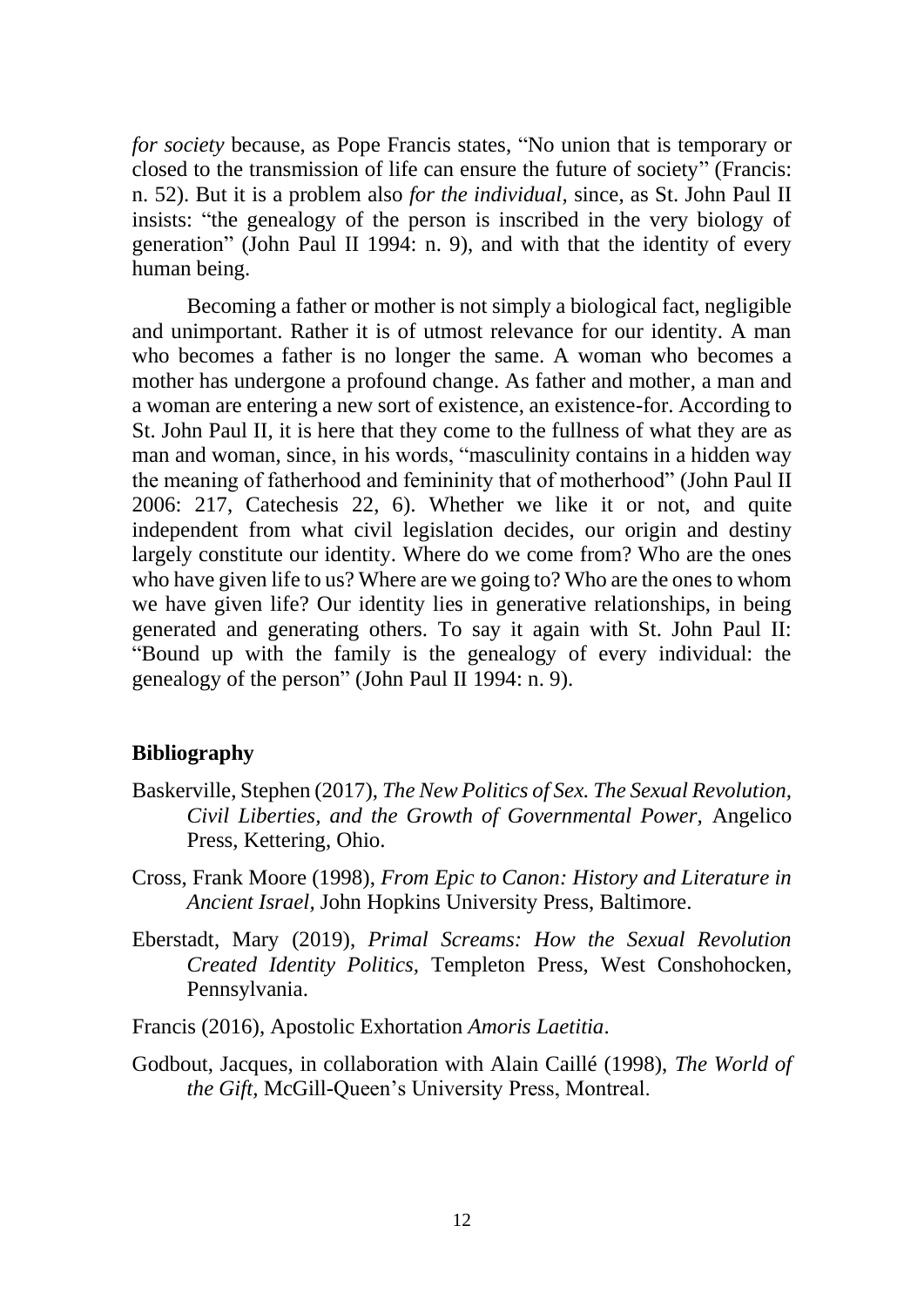*for society* because, as Pope Francis states, "No union that is temporary or closed to the transmission of life can ensure the future of society" (Francis: n. 52). But it is a problem also *for the individual*, since, as St. John Paul II insists: "the genealogy of the person is inscribed in the very biology of generation" (John Paul II 1994: n. 9), and with that the identity of every human being.

Becoming a father or mother is not simply a biological fact, negligible and unimportant. Rather it is of utmost relevance for our identity. A man who becomes a father is no longer the same. A woman who becomes a mother has undergone a profound change. As father and mother, a man and a woman are entering a new sort of existence, an existence-for. According to St. John Paul II, it is here that they come to the fullness of what they are as man and woman, since, in his words, "masculinity contains in a hidden way the meaning of fatherhood and femininity that of motherhood" (John Paul II 2006: 217, Catechesis 22, 6). Whether we like it or not, and quite independent from what civil legislation decides, our origin and destiny largely constitute our identity. Where do we come from? Who are the ones who have given life to us? Where are we going to? Who are the ones to whom we have given life? Our identity lies in generative relationships, in being generated and generating others. To say it again with St. John Paul II: "Bound up with the family is the genealogy of every individual: the genealogy of the person" (John Paul II 1994: n. 9).

## Bibliography

Baskerville, Stephen (2017), *The New Politics of Sex. The Sexual Revolution, Civil Liberties, and the Growth of Governmental Power*, Angelico Press, Kettering, Ohio.

Cross, Frank Moore (1998), *From Epic to Canon: History and Literature in Ancient Israel*, John Hopkins University Press, Baltimore.

Eberstadt, Mary (2019), *Primal Screams: How the Sexual Revolution Created Identity Politics*, Templeton Press, West Conshohocken, Pennsylvania.

Francis (2016), Apostolic Exhortation *Amoris Laetitia*.

Godbout, Jacques, in collaboration with Alain Caillé (1998), *The World of the Gift*, McGill-Queen's University Press, Montreal.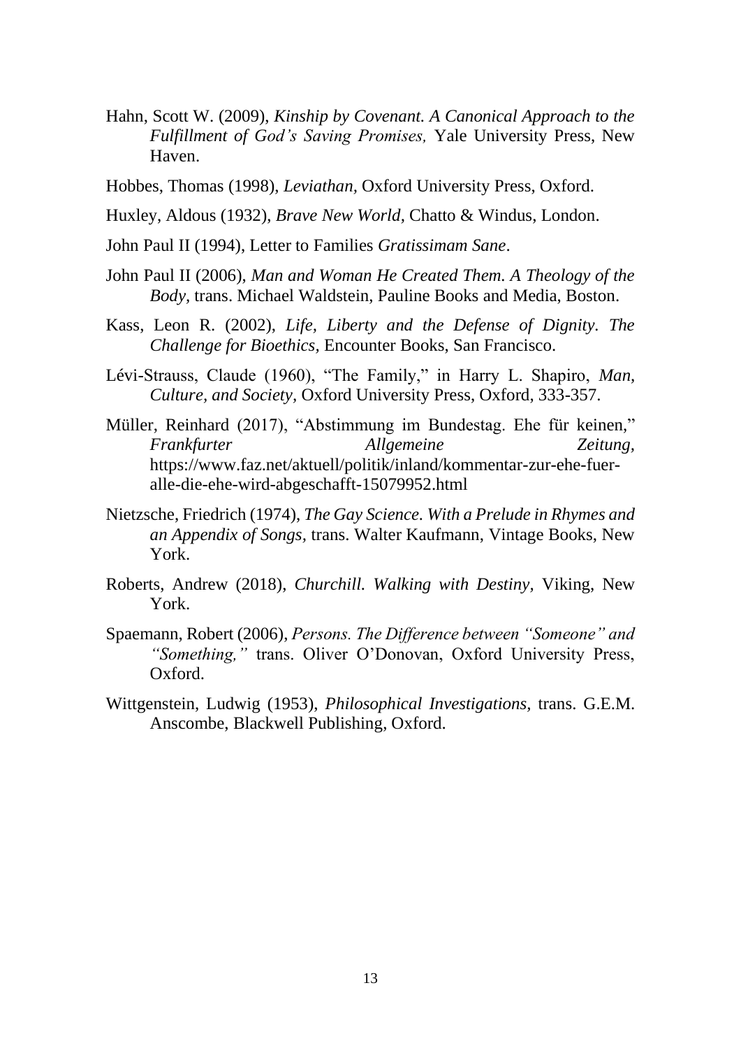Hahn, Scott W. (2009), *Kinship by Covenant. A Canonical Approach to the Fulfillment of God's Saving Promises,* Yale University Press, New Haven.

Hobbes, Thomas (1998), *Leviathan,* Oxford University Press, Oxford.

Huxley, Aldous (1932), *Brave New World,* Chatto & Windus, London.

John Paul II (1994), Letter to Families *Gratissimam Sane*.

John Paul II (2006), *Man and Woman He Created Them. A Theology of the Body,* trans. Michael Waldstein, Pauline Books and Media, Boston.

Kass, Leon R. (2002), *Life, Liberty and the Defense of Dignity. The Challenge for Bioethics*, Encounter Books, San Francisco.

Lévi-Strauss, Claude (1960), "The Family," in Harry L. Shapiro, *Man, Culture, and Society,* Oxford University Press, Oxford, 333-357.

Müller, Reinhard (2017), "Abstimmung im Bundestag. Ehe für keinen," *Frankfurter Allgemeine Zeitung,* https://www.faz.net/aktuell/politik/inland/kommentar-zur-ehe-fuer-alle-die-ehe-wird-abgeschafft-15079952.html

Nietzsche, Friedrich (1974), *The Gay Science. With a Prelude in Rhymes and an Appendix of Songs,* trans. Walter Kaufmann, Vintage Books, New York.

Roberts, Andrew (2018), *Churchill. Walking with Destiny,* Viking, New York.

Spaemann, Robert (2006), *Persons. The Difference between "Someone" and "Something,"* trans. Oliver O'Donovan, Oxford University Press, Oxford.

Wittgenstein, Ludwig (1953), *Philosophical Investigations,* trans. G.E.M. Anscombe, Blackwell Publishing, Oxford.